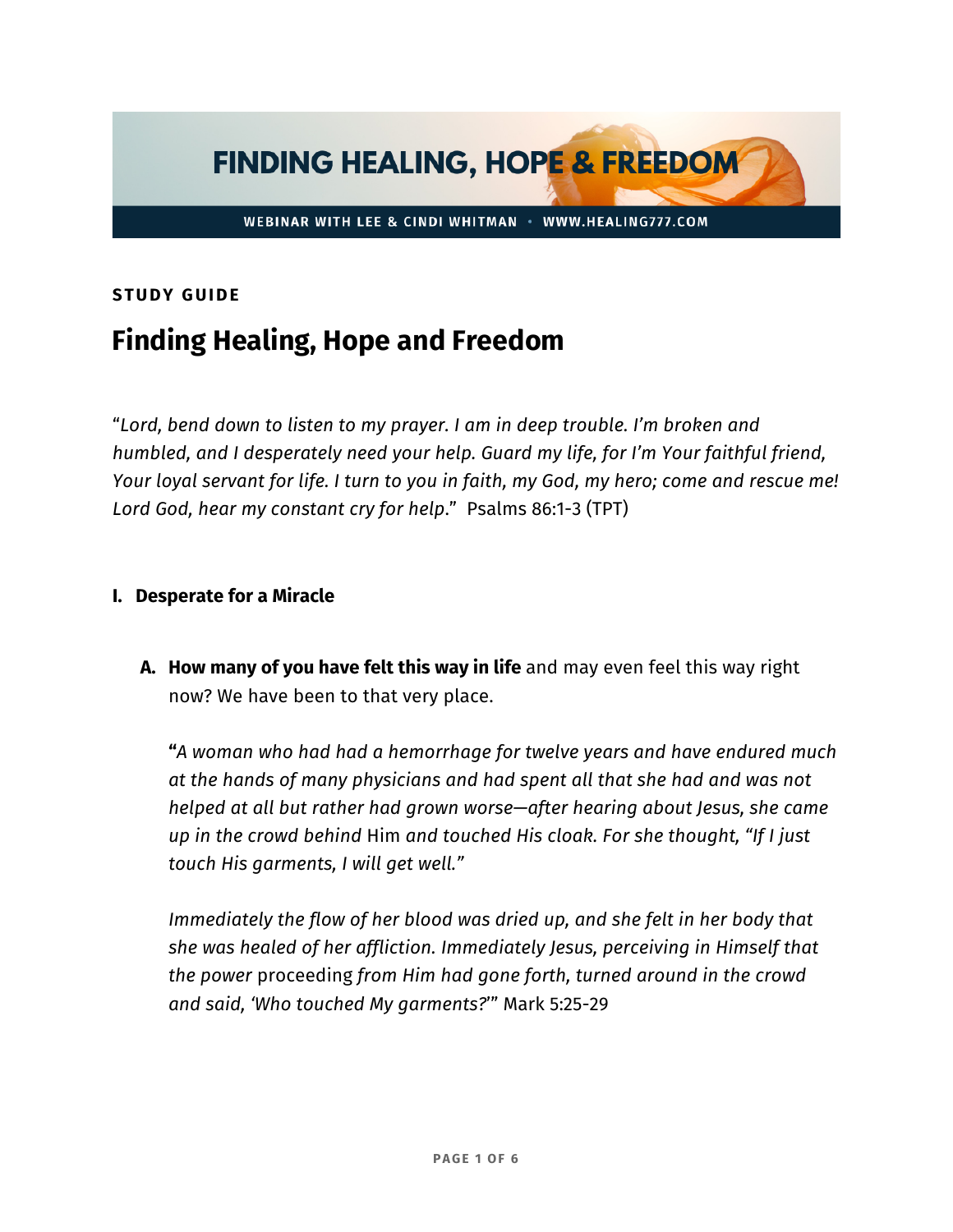# FINDING HEALING, HOPE & FREEDOM

WEBINAR WITH LEE & CINDI WHITMAN • WWW.HEALING777.COM

**STUDY GUIDE**

## Finding Healing, Hope and Freedom

"*Lord, bend down to listen to my prayer. I am in deep trouble. I'm broken and humbled, and I desperately need your help. Guard my life, for I'm Your faithful friend, Your loyal servant for life. I turn to you in faith, my God, my hero; come and rescue me! Lord God, hear my constant cry for help*." Psalms 86:1-3 (TPT)

### I. Desperate for a Miracle

**A. How many of you have felt this way in life** and may even feel this way right now? We have been to that very place.

**"***A woman who had had a hemorrhage for twelve years and have endured much at the hands of many physicians and had spent all that she had and was not helped at all but rather had grown worse—after hearing about Jesus, she came up in the crowd behind* Him *and touched His cloak. For she thought, "If I just touch His garments, I will get well."*

*Immediately the flow of her blood was dried up, and she felt in her body that she was healed of her affliction. Immediately Jesus, perceiving in Himself that the power* proceeding *from Him had gone forth, turned around in the crowd and said, 'Who touched My garments?'"* Mark 5:25-29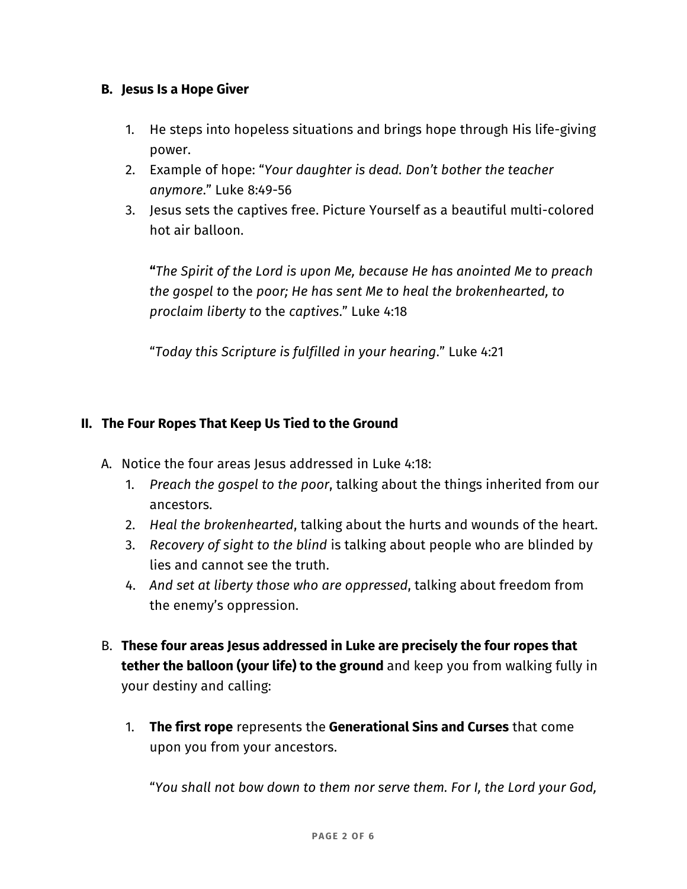### B. Jesus Is a Hope Giver

1. He steps into hopeless situations and brings hope through His life-giving power.
2. Example of hope: "*Your daughter is dead. Don't bother the teacher anymore*." Luke 8:49-56
3. Jesus sets the captives free. Picture Yourself as a beautiful multi-colored hot air balloon.

   **"***The Spirit of the Lord is upon Me, because He has anointed Me to preach the gospel to* the *poor; He has sent Me to heal the brokenhearted, to proclaim liberty to* the *captives*." Luke 4:18

   "*Today this Scripture is fulfilled in your hearing*." Luke 4:21

## II. The Four Ropes That Keep Us Tied to the Ground

A. Notice the four areas Jesus addressed in Luke 4:18:

1. *Preach the gospel to the poor*, talking about the things inherited from our ancestors.
2. *Heal the brokenhearted*, talking about the hurts and wounds of the heart.
3. *Recovery of sight to the blind* is talking about people who are blinded by lies and cannot see the truth.
4. *And set at liberty those who are oppressed*, talking about freedom from the enemy's oppression.

B. **These four areas Jesus addressed in Luke are precisely the four ropes that tether the balloon (your life) to the ground** and keep you from walking fully in your destiny and calling:

1. **The first rope** represents the **Generational Sins and Curses** that come upon you from your ancestors.

   "*You shall not bow down to them nor serve them. For I, the Lord your God,*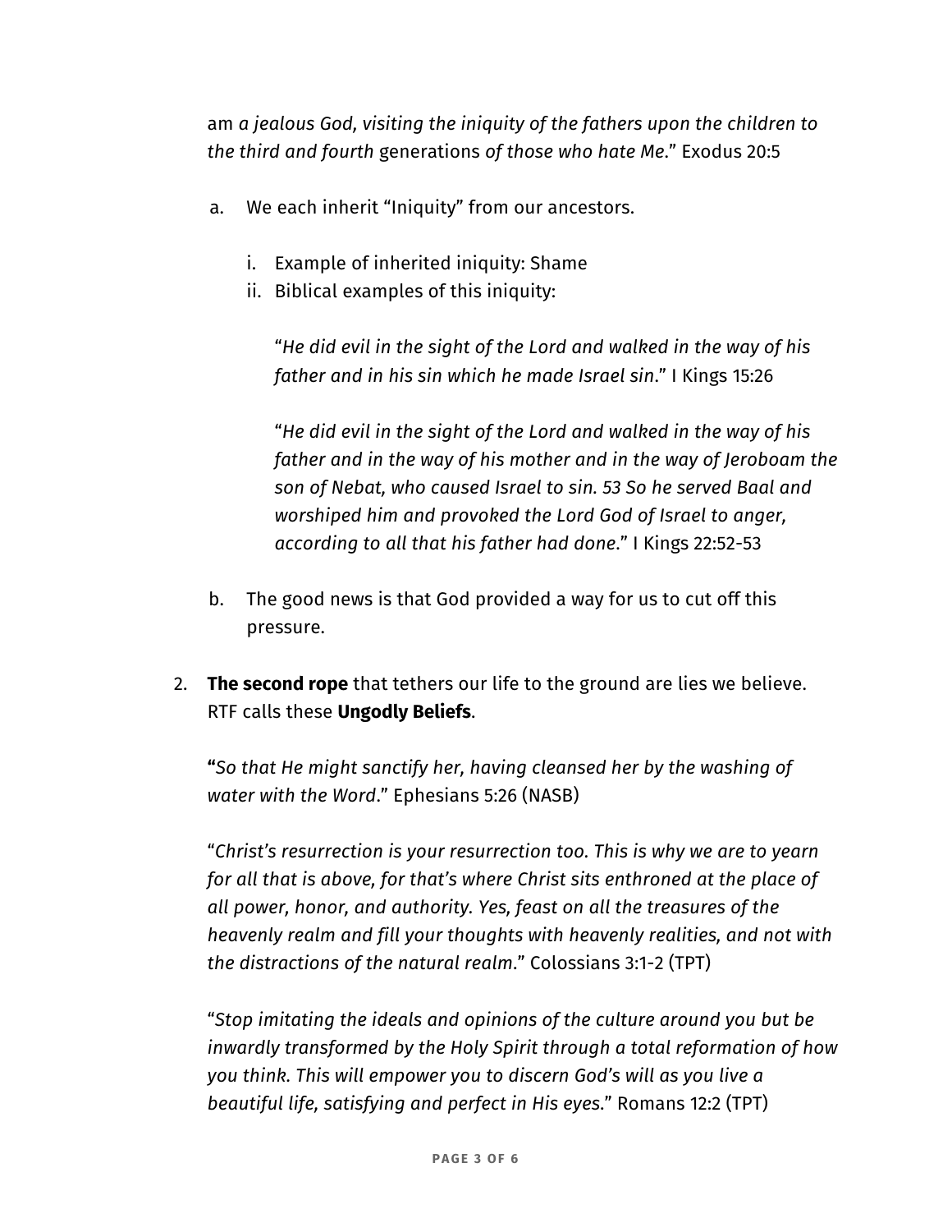am *a jealous God, visiting the iniquity of the fathers upon the children to the third and fourth* generations *of those who hate Me*." Exodus 20:5

a. We each inherit "Iniquity" from our ancestors.

    i. Example of inherited iniquity: Shame

    ii. Biblical examples of this iniquity:

    "*He did evil in the sight of the Lord and walked in the way of his father and in his sin which he made Israel sin*." I Kings 15:26

    "*He did evil in the sight of the Lord and walked in the way of his father and in the way of his mother and in the way of Jeroboam the son of Nebat, who caused Israel to sin. 53 So he served Baal and worshiped him and provoked the Lord God of Israel to anger, according to all that his father had done*." I Kings 22:52-53

b. The good news is that God provided a way for us to cut off this pressure.

2. **The second rope** that tethers our life to the ground are lies we believe. RTF calls these **Ungodly Beliefs**.

**"***So that He might sanctify her, having cleansed her by the washing of water with the Word*." Ephesians 5:26 (NASB)

"*Christ's resurrection is your resurrection too. This is why we are to yearn for all that is above, for that's where Christ sits enthroned at the place of all power, honor, and authority. Yes, feast on all the treasures of the heavenly realm and fill your thoughts with heavenly realities, and not with the distractions of the natural realm*." Colossians 3:1-2 (TPT)

"*Stop imitating the ideals and opinions of the culture around you but be inwardly transformed by the Holy Spirit through a total reformation of how you think. This will empower you to discern God's will as you live a beautiful life, satisfying and perfect in His eyes*." Romans 12:2 (TPT)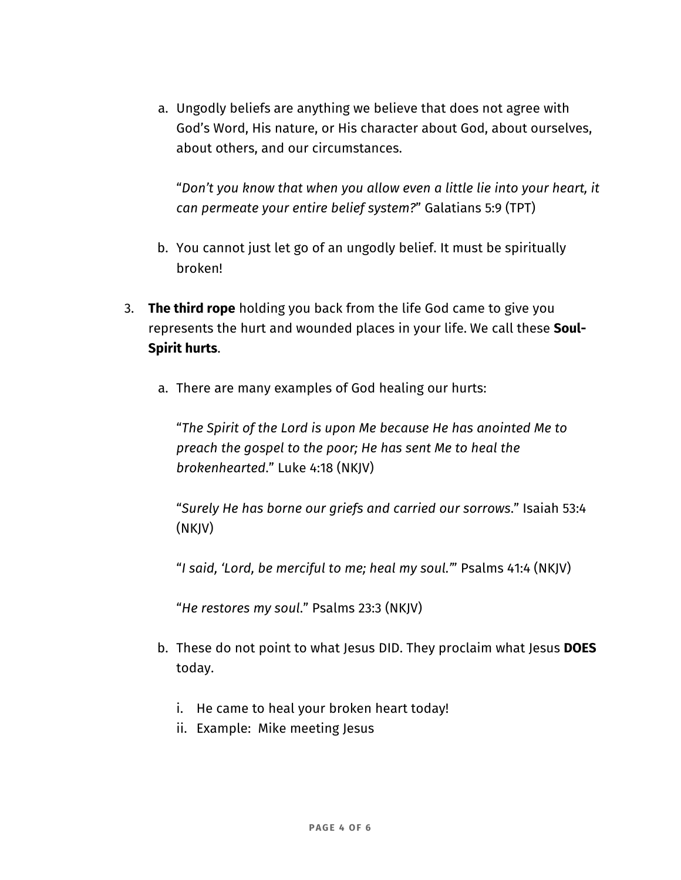a. Ungodly beliefs are anything we believe that does not agree with God's Word, His nature, or His character about God, about ourselves, about others, and our circumstances.

   "*Don't you know that when you allow even a little lie into your heart, it can permeate your entire belief system?*" Galatians 5:9 (TPT)

b. You cannot just let go of an ungodly belief. It must be spiritually broken!

3. **The third rope** holding you back from the life God came to give you represents the hurt and wounded places in your life. We call these **Soul-Spirit hurts**.

   a. There are many examples of God healing our hurts:

      "*The Spirit of the Lord is upon Me because He has anointed Me to preach the gospel to the poor; He has sent Me to heal the brokenhearted*." Luke 4:18 (NKJV)

      "*Surely He has borne our griefs and carried our sorrows*." Isaiah 53:4 (NKJV)

      "*I said, 'Lord, be merciful to me; heal my soul.'*" Psalms 41:4 (NKJV)

      "*He restores my soul*." Psalms 23:3 (NKJV)

   b. These do not point to what Jesus DID. They proclaim what Jesus **DOES** today.

      i. He came to heal your broken heart today!
      ii. Example: Mike meeting Jesus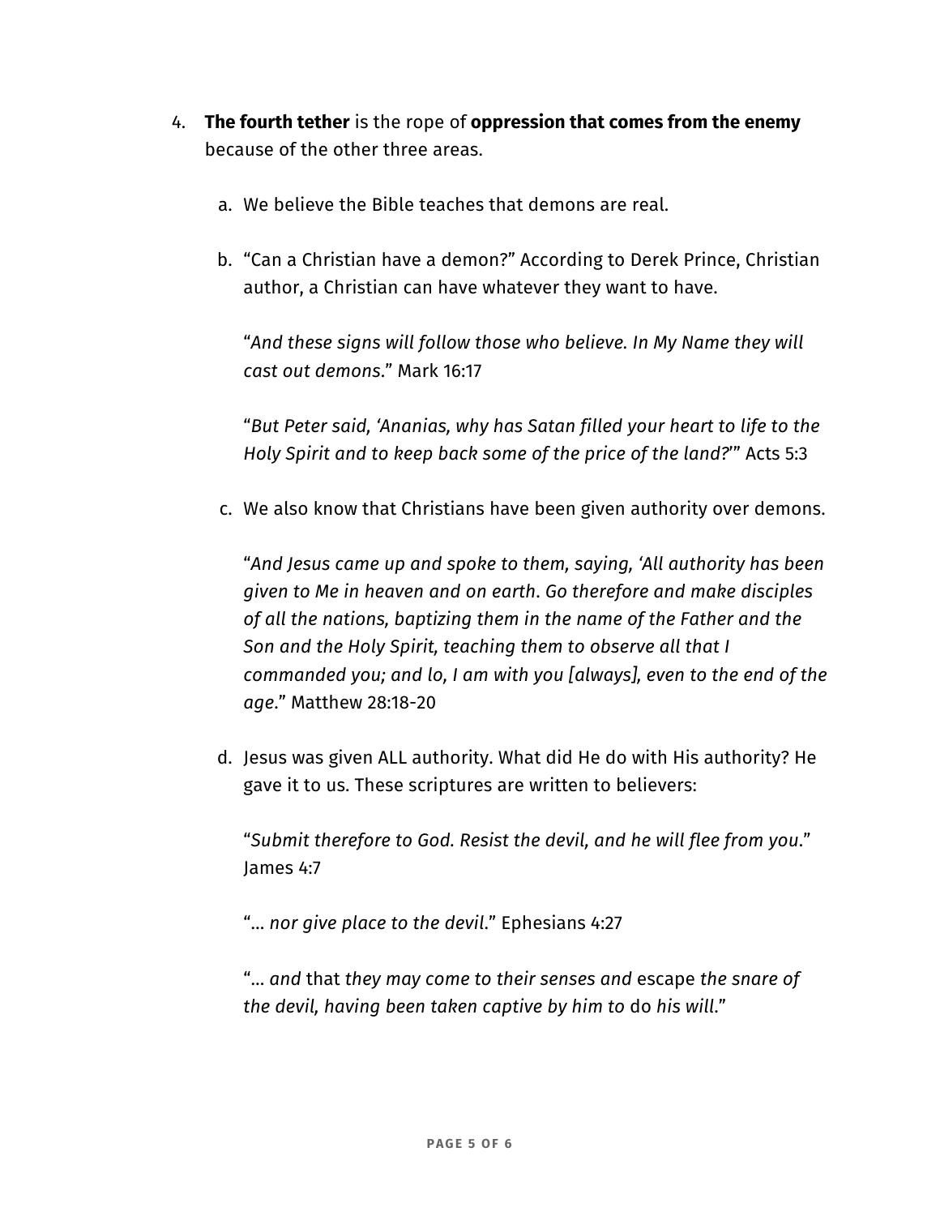4. **The fourth tether** is the rope of **oppression that comes from the enemy** because of the other three areas.

   a. We believe the Bible teaches that demons are real.

   b. "Can a Christian have a demon?" According to Derek Prince, Christian author, a Christian can have whatever they want to have.

      "*And these signs will follow those who believe. In My Name they will cast out demons*." Mark 16:17

      "*But Peter said, 'Ananias, why has Satan filled your heart to life to the Holy Spirit and to keep back some of the price of the land?*'" Acts 5:3

   c. We also know that Christians have been given authority over demons.

      "*And Jesus came up and spoke to them, saying, 'All authority has been given to Me in heaven and on earth. Go therefore and make disciples of all the nations, baptizing them in the name of the Father and the Son and the Holy Spirit, teaching them to observe all that I commanded you; and lo, I am with you [always], even to the end of the age*." Matthew 28:18-20

   d. Jesus was given ALL authority. What did He do with His authority? He gave it to us. These scriptures are written to believers:

      "*Submit therefore to God. Resist the devil, and he will flee from you*." James 4:7

      "*… nor give place to the devil*." Ephesians 4:27

      "*… and* that *they may come to their senses and* escape *the snare of the devil, having been taken captive by him to* do *his will*."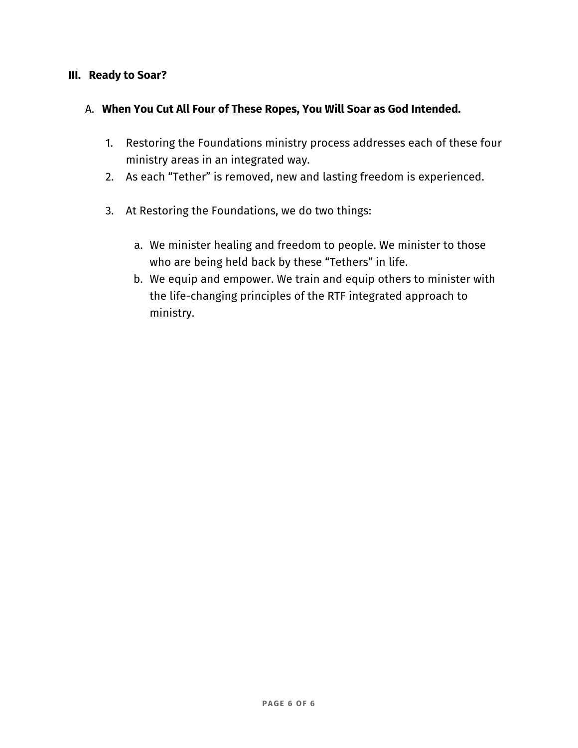## III. Ready to Soar?

### A. When You Cut All Four of These Ropes, You Will Soar as God Intended.

1. Restoring the Foundations ministry process addresses each of these four ministry areas in an integrated way.
2. As each “Tether” is removed, new and lasting freedom is experienced.
3. At Restoring the Foundations, we do two things:
   a. We minister healing and freedom to people. We minister to those who are being held back by these “Tethers” in life.
   b. We equip and empower. We train and equip others to minister with the life-changing principles of the RTF integrated approach to ministry.